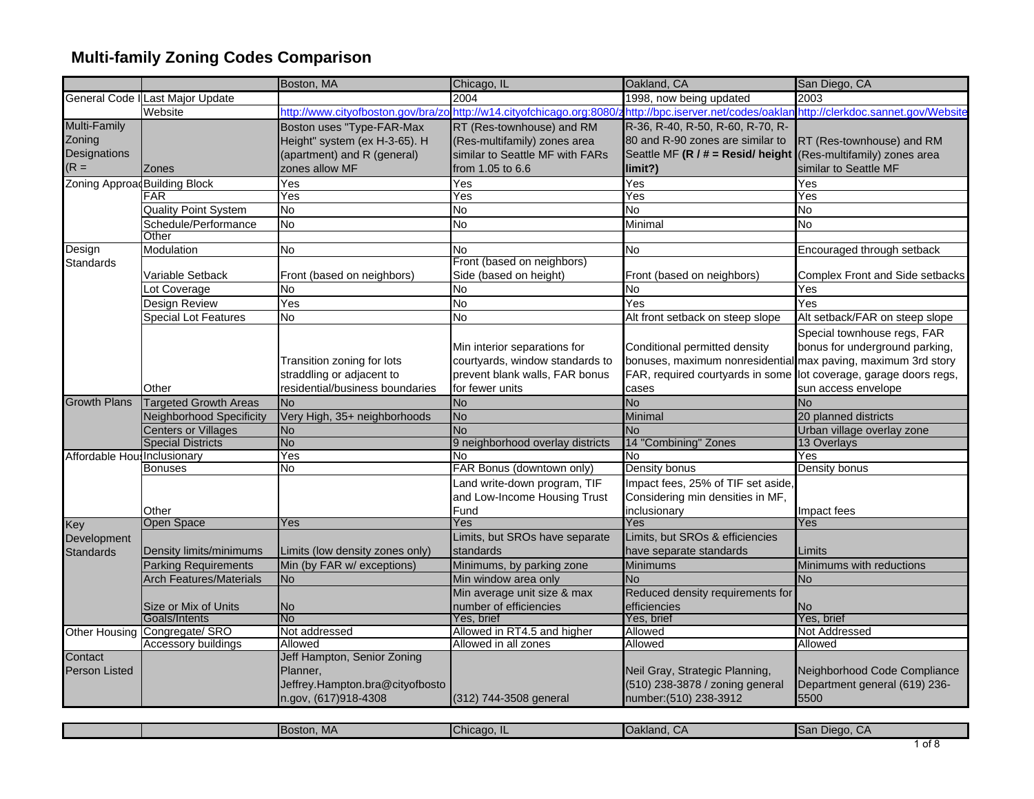# Multi-family Zoning Codes Comparison

| | | Boston, MA | Chicago, IL | Oakland, CA | San Diego, CA |
|---|---|---|---|---|---|
| General Code I | Last Major Update | | 2004 | 1998, now being updated | 2003 |
| | Website | http://www.cityofboston.gov/bra/zo | http://w14.cityofchicago.org:8080/z | http://bpc.iserver.net/codes/oaklan | http://clerkdoc.sannet.gov/Website |
| Multi-Family Zoning Designations (R = | Zones | Boston uses "Type-FAR-Max Height" system (ex H-3-65). H (apartment) and R (general) zones allow MF | RT (Res-townhouse) and RM (Res-multifamily) zones area similar to Seattle MF with FARs from 1.05 to 6.6 | R-36, R-40, R-50, R-60, R-70, R-80 and R-90 zones are similar to Seattle MF **(R / # = Resid/ height limit?)** | RT (Res-townhouse) and RM (Res-multifamily) zones area similar to Seattle MF |
| Zoning Approac | Building Block | Yes | Yes | Yes | Yes |
| | FAR | Yes | Yes | Yes | Yes |
| | Quality Point System | No | No | No | No |
| | Schedule/Performance | No | No | Minimal | No |
| | Other | | | | |
| Design Standards | Modulation | No | No | No | Encouraged through setback |
| | Variable Setback | Front (based on neighbors) | Front (based on neighbors) Side (based on height) | Front (based on neighbors) | Complex Front and Side setbacks |
| | Lot Coverage | No | No | No | Yes |
| | Design Review | Yes | No | Yes | Yes |
| | Special Lot Features | No | No | Alt front setback on steep slope | Alt setback/FAR on steep slope |
| | Other | Transition zoning for lots straddling or adjacent to residential/business boundaries | Min interior separations for courtyards, window standards to prevent blank walls, FAR bonus for fewer units | Conditional permitted density bonuses, maximum nonresidential FAR, required courtyards in some cases | Special townhouse regs, FAR bonus for underground parking, max paving, maximum 3rd story lot coverage, garage doors regs, sun access envelope |
| Growth Plans | Targeted Growth Areas | No | No | No | No |
| | Neighborhood Specificity | Very High, 35+ neighborhoods | No | Minimal | 20 planned districts |
| | Centers or Villages | No | No | No | Urban village overlay zone |
| | Special Districts | No | 9 neighborhood overlay districts | 14 "Combining" Zones | 13 Overlays |
| Affordable Hous | Inclusionary | Yes | No | No | Yes |
| | Bonuses | No | FAR Bonus (downtown only) | Density bonus | Density bonus |
| | Other | | Land write-down program, TIF and Low-Income Housing Trust Fund | Impact fees, 25% of TIF set aside, Considering min densities in MF, inclusionary | Impact fees |
| Key Development Standards | Open Space | Yes | Yes | Yes | Yes |
| | Density limits/minimums | Limits (low density zones only) | Limits, but SROs have separate standards | Limits, but SROs & efficiencies have separate standards | Limits |
| | Parking Requirements | Min (by FAR w/ exceptions) | Minimums, by parking zone | Minimums | Minimums with reductions |
| | Arch Features/Materials | No | Min window area only | No | No |
| | Size or Mix of Units | No | Min average unit size & max number of efficiencies | Reduced density requirements for efficiencies | No |
| | Goals/Intents | No | Yes, brief | Yes, brief | Yes, brief |
| Other Housing | Congregate/ SRO | Not addressed | Allowed in RT4.5 and higher | Allowed | Not Addressed |
| | Accessory buildings | Allowed | Allowed in all zones | Allowed | Allowed |
| Contact Person Listed | | Jeff Hampton, Senior Zoning Planner, Jeffrey.Hampton.bra@cityofboston.gov, (617)918-4308 | (312) 744-3508 general | Neil Gray, Strategic Planning, (510) 238-3878 / zoning general number:(510) 238-3912 | Neighborhood Code Compliance Department general (619) 236-5500 |
| | | Boston, MA | Chicago, IL | Oakland, CA | San Diego, CA |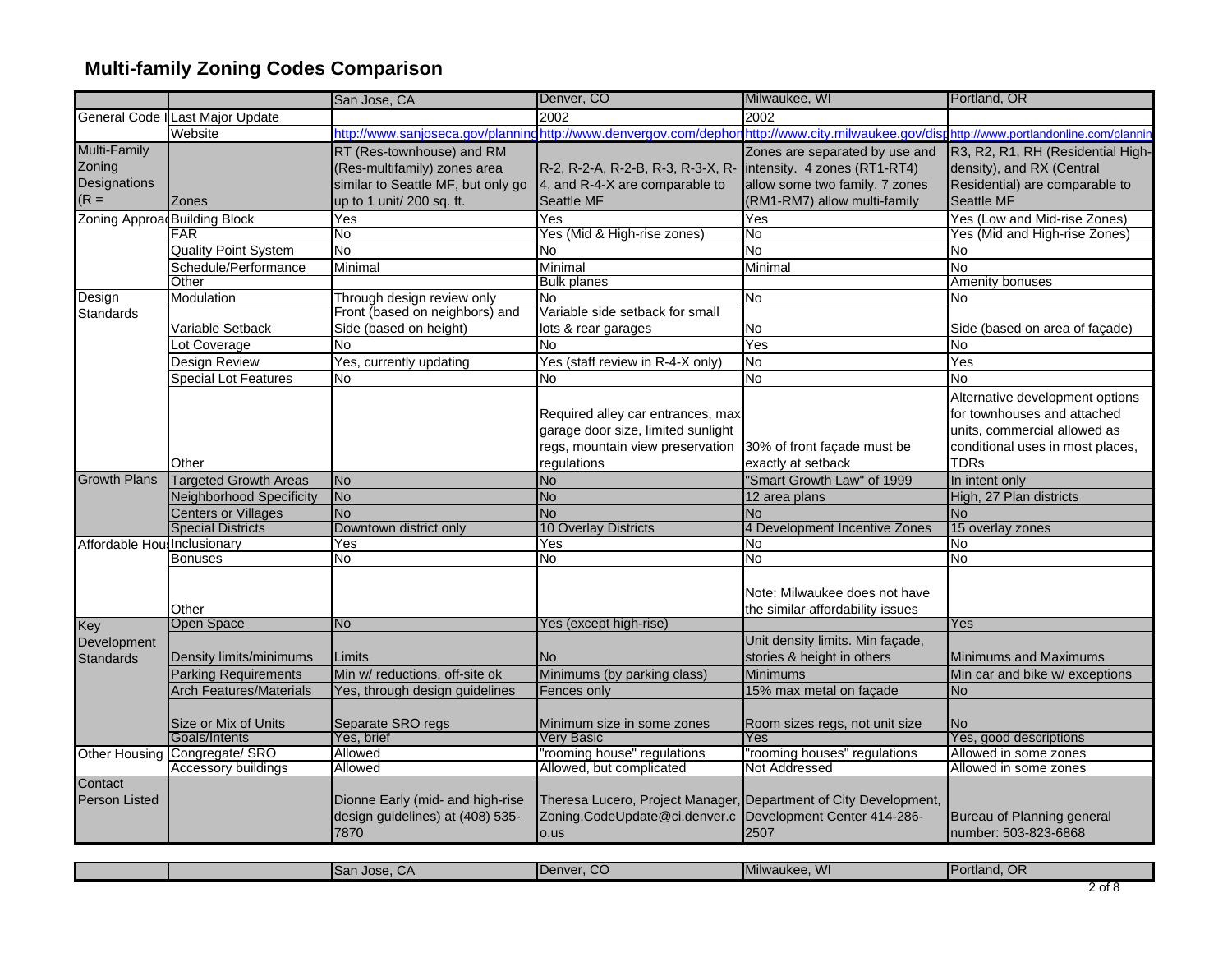# Multi-family Zoning Codes Comparison

| | | San Jose, CA | Denver, CO | Milwaukee, WI | Portland, OR |
|---|---|---|---|---|---|
| General Code I | Last Major Update | | 2002 | 2002 | |
| | Website | http://www.sanjoseca.gov/planning | http://www.denvergov.com/dephon | http://www.city.milwaukee.gov/disp | http://www.portlandonline.com/plannin |
| Multi-Family Zoning Designations (R = | Zones | RT (Res-townhouse) and RM (Res-multifamily) zones area similar to Seattle MF, but only go up to 1 unit/ 200 sq. ft. | R-2, R-2-A, R-2-B, R-3, R-3-X, R-4, and R-4-X are comparable to Seattle MF | Zones are separated by use and intensity. 4 zones (RT1-RT4) allow some two family. 7 zones (RM1-RM7) allow multi-family | R3, R2, R1, RH (Residential High-density), and RX (Central Residential) are comparable to Seattle MF |
| Zoning Approac | Building Block | Yes | Yes | Yes | Yes (Low and Mid-rise Zones) |
| | FAR | No | Yes (Mid & High-rise zones) | No | Yes (Mid and High-rise Zones) |
| | Quality Point System | No | No | No | No |
| | Schedule/Performance | Minimal | Minimal | Minimal | No |
| | Other | | Bulk planes | | Amenity bonuses |
| Design Standards | Modulation | Through design review only | No | No | No |
| | Variable Setback | Front (based on neighbors) and Side (based on height) | Variable side setback for small lots & rear garages | No | Side (based on area of façade) |
| | Lot Coverage | No | No | Yes | No |
| | Design Review | Yes, currently updating | Yes (staff review in R-4-X only) | No | Yes |
| | Special Lot Features | No | No | No | No |
| | Other | | Required alley car entrances, max garage door size, limited sunlight regs, mountain view preservation regulations | 30% of front façade must be exactly at setback | Alternative development options for townhouses and attached units, commercial allowed as conditional uses in most places, TDRs |
| Growth Plans | Targeted Growth Areas | No | No | "Smart Growth Law" of 1999 | In intent only |
| | Neighborhood Specificity | No | No | 12 area plans | High, 27 Plan districts |
| | Centers or Villages | No | No | No | No |
| | Special Districts | Downtown district only | 10 Overlay Districts | 4 Development Incentive Zones | 15 overlay zones |
| Affordable Hous | Inclusionary | Yes | Yes | No | No |
| | Bonuses | No | No | No | No |
| | Other | | | Note: Milwaukee does not have the similar affordability issues | |
| Key Development Standards | Open Space | No | Yes (except high-rise) | | Yes |
| | Density limits/minimums | Limits | No | Unit density limits. Min façade, stories & height in others | Minimums and Maximums |
| | Parking Requirements | Min w/ reductions, off-site ok | Minimums (by parking class) | Minimums | Min car and bike w/ exceptions |
| | Arch Features/Materials | Yes, through design guidelines | Fences only | 15% max metal on façade | No |
| | Size or Mix of Units | Separate SRO regs | Minimum size in some zones | Room sizes regs, not unit size | No |
| | Goals/Intents | Yes, brief | Very Basic | Yes | Yes, good descriptions |
| Other Housing | Congregate/ SRO | Allowed | "rooming house" regulations | "rooming houses" regulations | Allowed in some zones |
| | Accessory buildings | Allowed | Allowed, but complicated | Not Addressed | Allowed in some zones |
| Contact Person Listed | | Dionne Early (mid- and high-rise design guidelines) at (408) 535-7870 | Theresa Lucero, Project Manager, Zoning.CodeUpdate@ci.denver.co.us | Department of City Development, Development Center 414-286-2507 | Bureau of Planning general number: 503-823-6868 |
| | | San Jose, CA | Denver, CO | Milwaukee, WI | Portland, OR |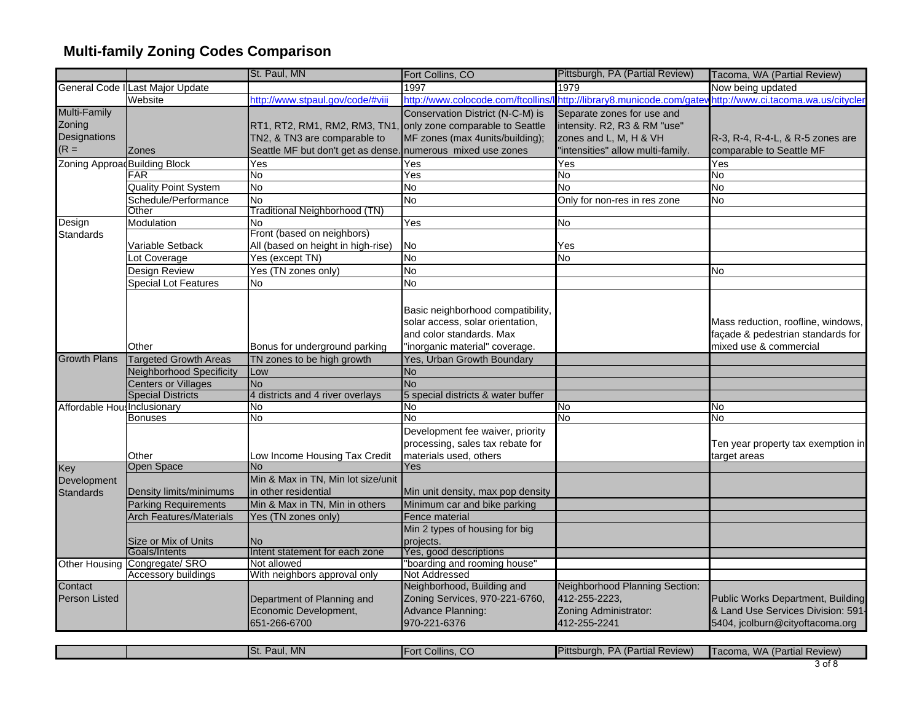# Multi-family Zoning Codes Comparison

| | | St. Paul, MN | Fort Collins, CO | Pittsburgh, PA (Partial Review) | Tacoma, WA (Partial Review) |
|---|---|---|---|---|---|
| General Code I | Last Major Update | | 1997 | 1979 | Now being updated |
| | Website | http://www.stpaul.gov/code/#viii | http://www.colocode.com/ftcollins/l | http://library8.municode.com/gatew | http://www.ci.tacoma.wa.us/cityclen |
| Multi-Family Zoning Designations (R = | Zones | RT1, RT2, RM1, RM2, RM3, TN1, TN2, & TN3 are comparable to Seattle MF but don't get as dense. | Conservation District (N-C-M) is only zone comparable to Seattle MF zones (max 4units/building); numerous mixed use zones | Separate zones for use and intensity. R2, R3 & RM "use" zones and L, M, H & VH "intensities" allow multi-family. | R-3, R-4, R-4-L, & R-5 zones are comparable to Seattle MF |
| Zoning Approac | Building Block | Yes | Yes | Yes | Yes |
| | FAR | No | Yes | No | No |
| | Quality Point System | No | No | No | No |
| | Schedule/Performance | No | No | Only for non-res in res zone | No |
| | Other | Traditional Neighborhood (TN) | | | |
| Design Standards | Modulation | No | Yes | No | |
| | Variable Setback | Front (based on neighbors) All (based on height in high-rise) | No | Yes | |
| | Lot Coverage | Yes (except TN) | No | No | |
| | Design Review | Yes (TN zones only) | No | | No |
| | Special Lot Features | No | No | | |
| | Other | Bonus for underground parking | Basic neighborhood compatibility, solar access, solar orientation, and color standards. Max "inorganic material" coverage. | | Mass reduction, roofline, windows, façade & pedestrian standards for mixed use & commercial |
| Growth Plans | Targeted Growth Areas | TN zones to be high growth | Yes, Urban Growth Boundary | | |
| | Neighborhood Specificity | Low | No | | |
| | Centers or Villages | No | No | | |
| | Special Districts | 4 districts and 4 river overlays | 5 special districts & water buffer | | |
| Affordable Hous | Inclusionary | No | No | No | No |
| | Bonuses | No | No | No | No |
| | Other | Low Income Housing Tax Credit | Development fee waiver, priority processing, sales tax rebate for materials used, others | | Ten year property tax exemption in target areas |
| Key Development Standards | Open Space | No | Yes | | |
| | Density limits/minimums | Min & Max in TN, Min lot size/unit in other residential | Min unit density, max pop density | | |
| | Parking Requirements | Min & Max in TN, Min in others | Minimum car and bike parking | | |
| | Arch Features/Materials | Yes (TN zones only) | Fence material | | |
| | Size or Mix of Units | No | Min 2 types of housing for big projects. | | |
| | Goals/Intents | Intent statement for each zone | Yes, good descriptions | | |
| Other Housing | Congregate/ SRO | Not allowed | "boarding and rooming house" | | |
| | Accessory buildings | With neighbors approval only | Not Addressed | | |
| Contact Person Listed | | Department of Planning and Economic Development, 651-266-6700 | Neighborhood, Building and Zoning Services, 970-221-6760, Advance Planning: 970-221-6376 | Neighborhood Planning Section: 412-255-2223, Zoning Administrator: 412-255-2241 | Public Works Department, Building & Land Use Services Division: 591-5404, jcolburn@cityoftacoma.org |
| | | St. Paul, MN | Fort Collins, CO | Pittsburgh, PA (Partial Review) | Tacoma, WA (Partial Review) |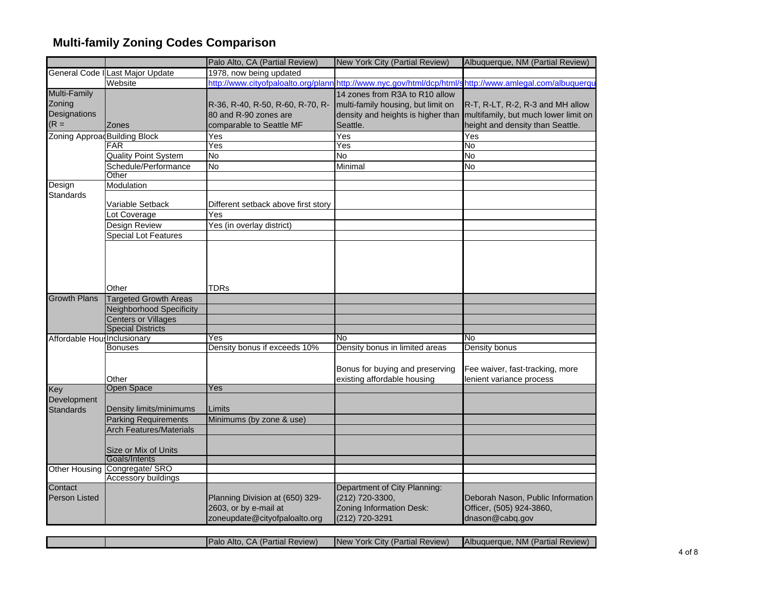# Multi-family Zoning Codes Comparison

| | | Palo Alto, CA (Partial Review) | New York City (Partial Review) | Albuquerque, NM (Partial Review) |
|---|---|---|---|---|
| General Code I | Last Major Update | 1978, now being updated | | |
| | Website | http://www.cityofpaloalto.org/plann | http://www.nyc.gov/html/dcp/html/s | http://www.amlegal.com/albuquerqu |
| Multi-Family Zoning Designations (R = | Zones | R-36, R-40, R-50, R-60, R-70, R-80 and R-90 zones are comparable to Seattle MF | 14 zones from R3A to R10 allow multi-family housing, but limit on density and heights is higher than Seattle. | R-T, R-LT, R-2, R-3 and MH allow multifamily, but much lower limit on height and density than Seattle. |
| Zoning Approac | Building Block | Yes | Yes | Yes |
| | FAR | Yes | Yes | No |
| | Quality Point System | No | No | No |
| | Schedule/Performance | No | Minimal | No |
| | Other | | | |
| Design Standards | Modulation | | | |
| | Variable Setback | Different setback above first story | | |
| | Lot Coverage | Yes | | |
| | Design Review | Yes (in overlay district) | | |
| | Special Lot Features | | | |
| | Other | TDRs | | |
| Growth Plans | Targeted Growth Areas | | | |
| | Neighborhood Specificity | | | |
| | Centers or Villages | | | |
| | Special Districts | | | |
| Affordable Hous | Inclusionary | Yes | No | No |
| | Bonuses | Density bonus if exceeds 10% | Density bonus in limited areas | Density bonus |
| | Other | | Bonus for buying and preserving existing affordable housing | Fee waiver, fast-tracking, more lenient variance process |
| Key Development Standards | Open Space | Yes | | |
| | Density limits/minimums | Limits | | |
| | Parking Requirements | Minimums (by zone & use) | | |
| | Arch Features/Materials | | | |
| | Size or Mix of Units | | | |
| | Goals/Intents | | | |
| Other Housing | Congregate/ SRO | | | |
| | Accessory buildings | | | |
| Contact Person Listed | | Planning Division at (650) 329-2603, or by e-mail at zoneupdate@cityofpaloalto.org | Department of City Planning: (212) 720-3300, Zoning Information Desk: (212) 720-3291 | Deborah Nason, Public Information Officer, (505) 924-3860, dnason@cabq.gov |
| | | Palo Alto, CA (Partial Review) | New York City (Partial Review) | Albuquerque, NM (Partial Review) |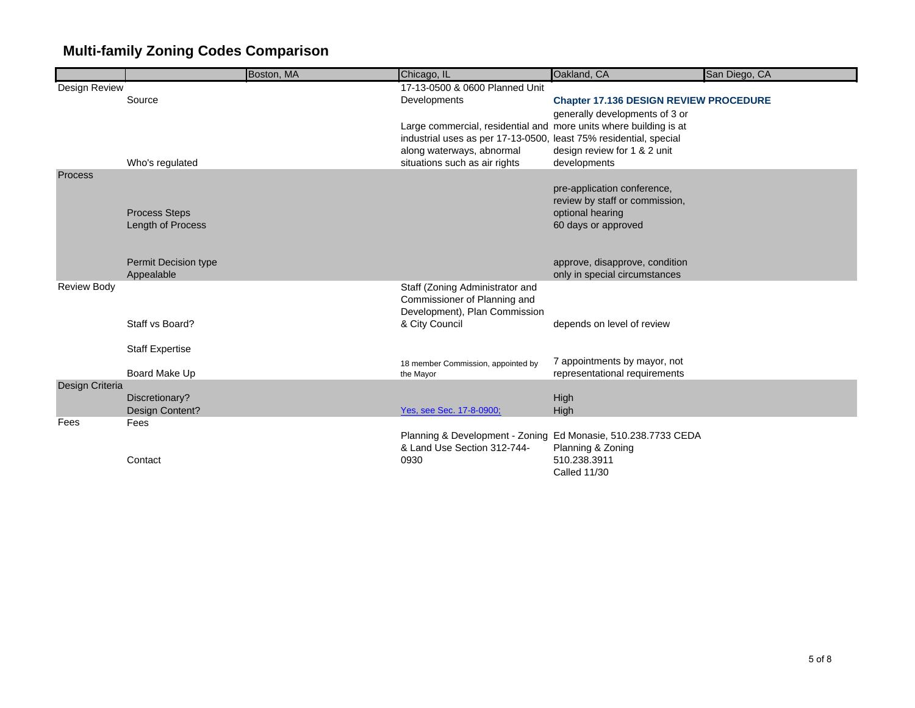# Multi-family Zoning Codes Comparison

| | | Boston, MA | Chicago, IL | Oakland, CA | San Diego, CA |
|---|---|---|---|---|---|
| Design Review | Source | | 17-13-0500 & 0600 Planned Unit Developments | **Chapter 17.136 DESIGN REVIEW PROCEDURE** | |
| | Who's regulated | | Large commercial, residential and industrial uses as per 17-13-0500, along waterways, abnormal situations such as air rights | generally developments of 3 or more units where building is at least 75% residential, special design review for 1 & 2 unit developments | |
| Process | Process Steps | | | pre-application conference, review by staff or commission, optional hearing | |
| | Length of Process | | | 60 days or approved | |
| | Permit Decision type | | | approve, disapprove, condition | |
| | Appealable | | | only in special circumstances | |
| Review Body | Staff vs Board? | | Staff (Zoning Administrator and Commissioner of Planning and Development), Plan Commission & City Council | depends on level of review | |
| | Staff Expertise | | | | |
| | Board Make Up | | 18 member Commission, appointed by the Mayor | 7 appointments by mayor, not representational requirements | |
| Design Criteria | Discretionary? | | | High | |
| | Design Content? | | Yes, see Sec. 17-8-0900; | High | |
| Fees | Fees | | | | |
| | Contact | | Planning & Development - Zoning & Land Use Section 312-744-0930 | Ed Monasie, 510.238.7733 CEDA Planning & Zoning 510.238.3911 Called 11/30 | |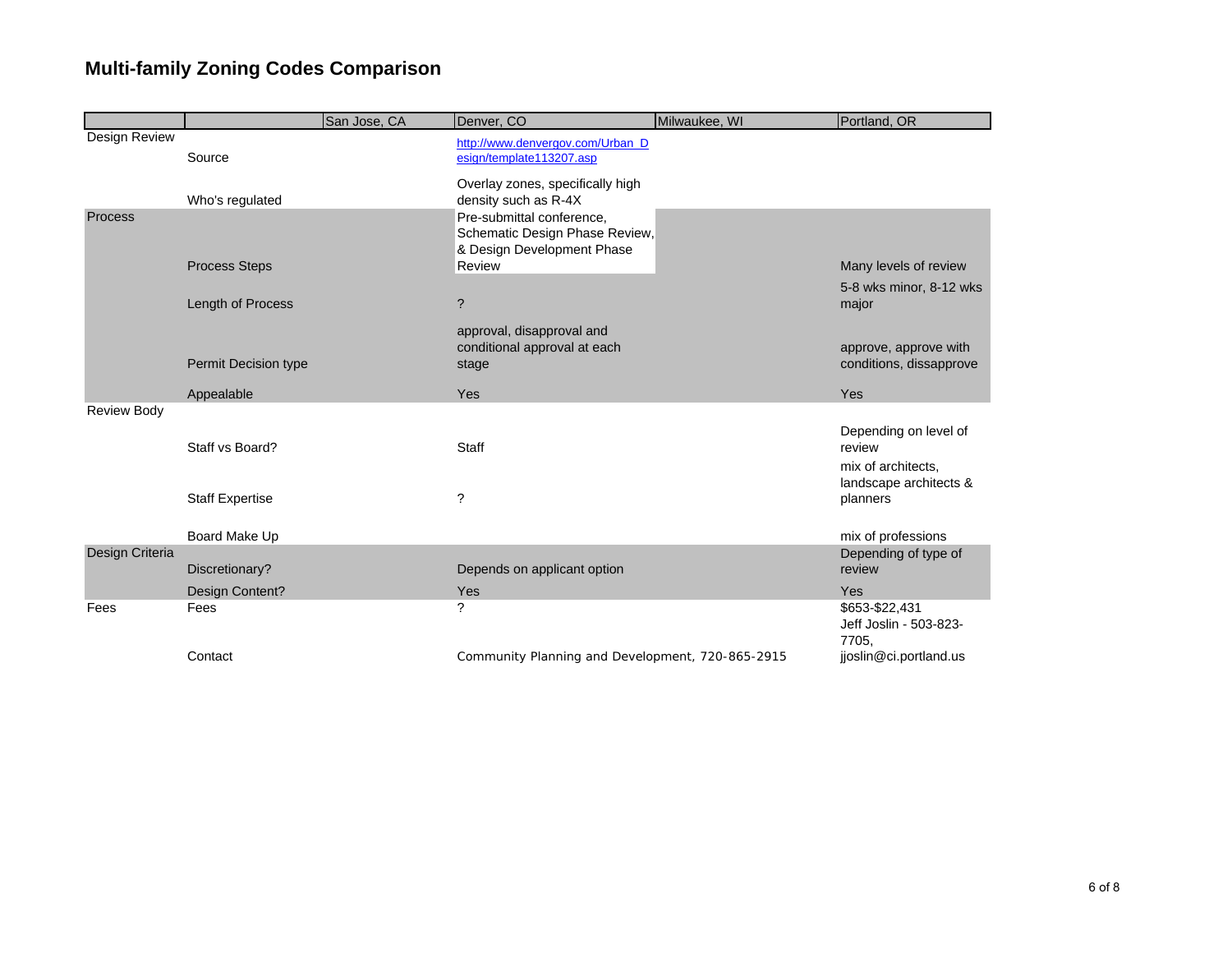# Multi-family Zoning Codes Comparison

| | | San Jose, CA | Denver, CO | Milwaukee, WI | Portland, OR |
|---|---|---|---|---|---|
| Design Review | Source | | http://www.denvergov.com/Urban_Design/template113207.asp | | |
| | Who's regulated | | Overlay zones, specifically high density such as R-4X | | |
| Process | Process Steps | | Pre-submittal conference, Schematic Design Phase Review, & Design Development Phase Review | | Many levels of review |
| | Length of Process | | ? | | 5-8 wks minor, 8-12 wks major |
| | Permit Decision type | | approval, disapproval and conditional approval at each stage | | approve, approve with conditions, dissapprove |
| | Appealable | | Yes | | Yes |
| Review Body | Staff vs Board? | | Staff | | Depending on level of review |
| | Staff Expertise | | ? | | mix of architects, landscape architects & planners |
| | Board Make Up | | | | mix of professions |
| Design Criteria | Discretionary? | | Depends on applicant option | | Depending of type of review |
| | Design Content? | | Yes | | Yes |
| Fees | Fees | | ? | | $653-$22,431 |
| | Contact | | Community Planning and Development, 720-865-2915 | | Jeff Joslin - 503-823-7705, jjoslin@ci.portland.us |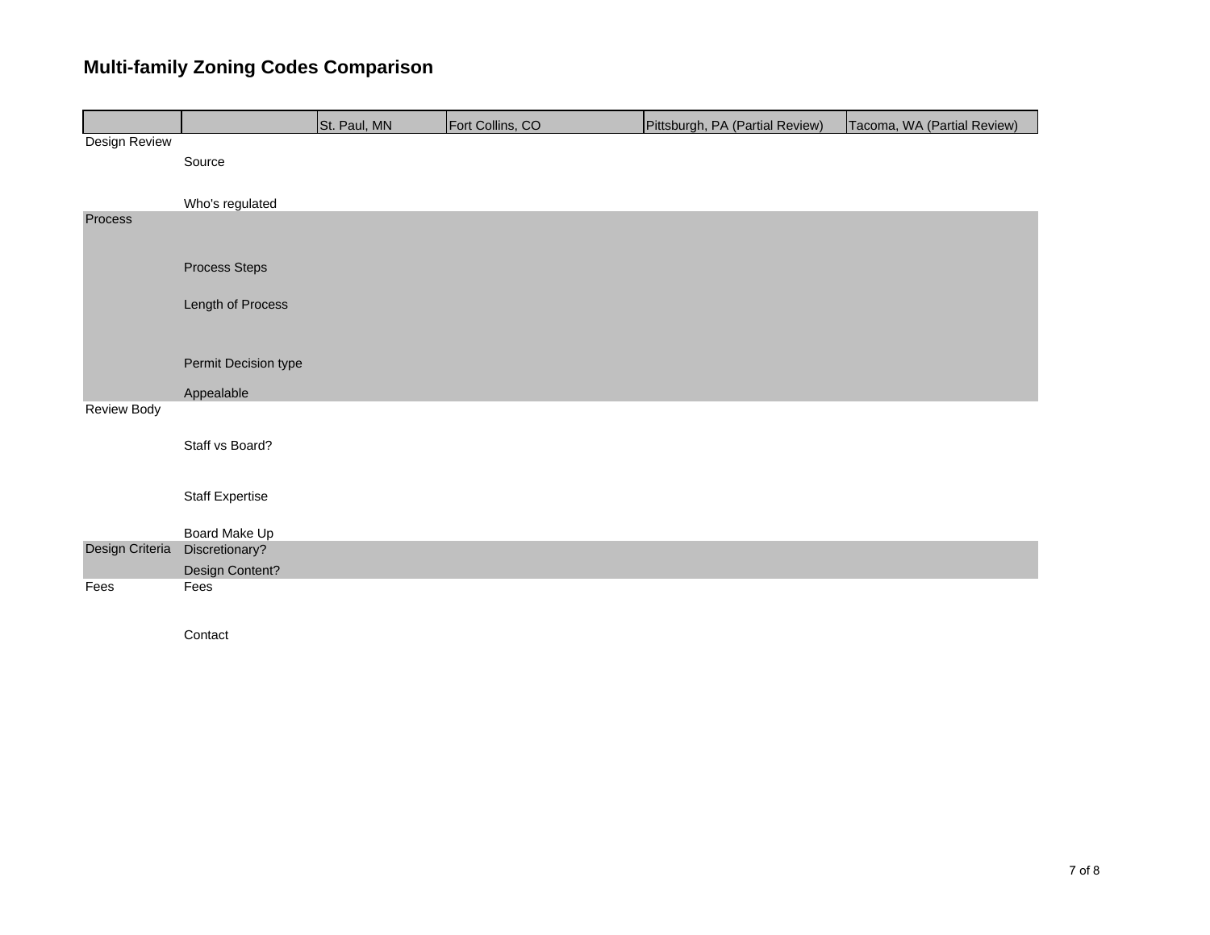# Multi-family Zoning Codes Comparison

| | | St. Paul, MN | Fort Collins, CO | Pittsburgh, PA (Partial Review) | Tacoma, WA (Partial Review) |
|---|---|---|---|---|---|
| Design Review | | | | | |
| | Source | | | | |
| | Who's regulated | | | | |
| Process | | | | | |
| | Process Steps | | | | |
| | Length of Process | | | | |
| | Permit Decision type | | | | |
| | Appealable | | | | |
| Review Body | | | | | |
| | Staff vs Board? | | | | |
| | Staff Expertise | | | | |
| | Board Make Up | | | | |
| Design Criteria | Discretionary? | | | | |
| | Design Content? | | | | |
| Fees | Fees | | | | |
| | Contact | | | | |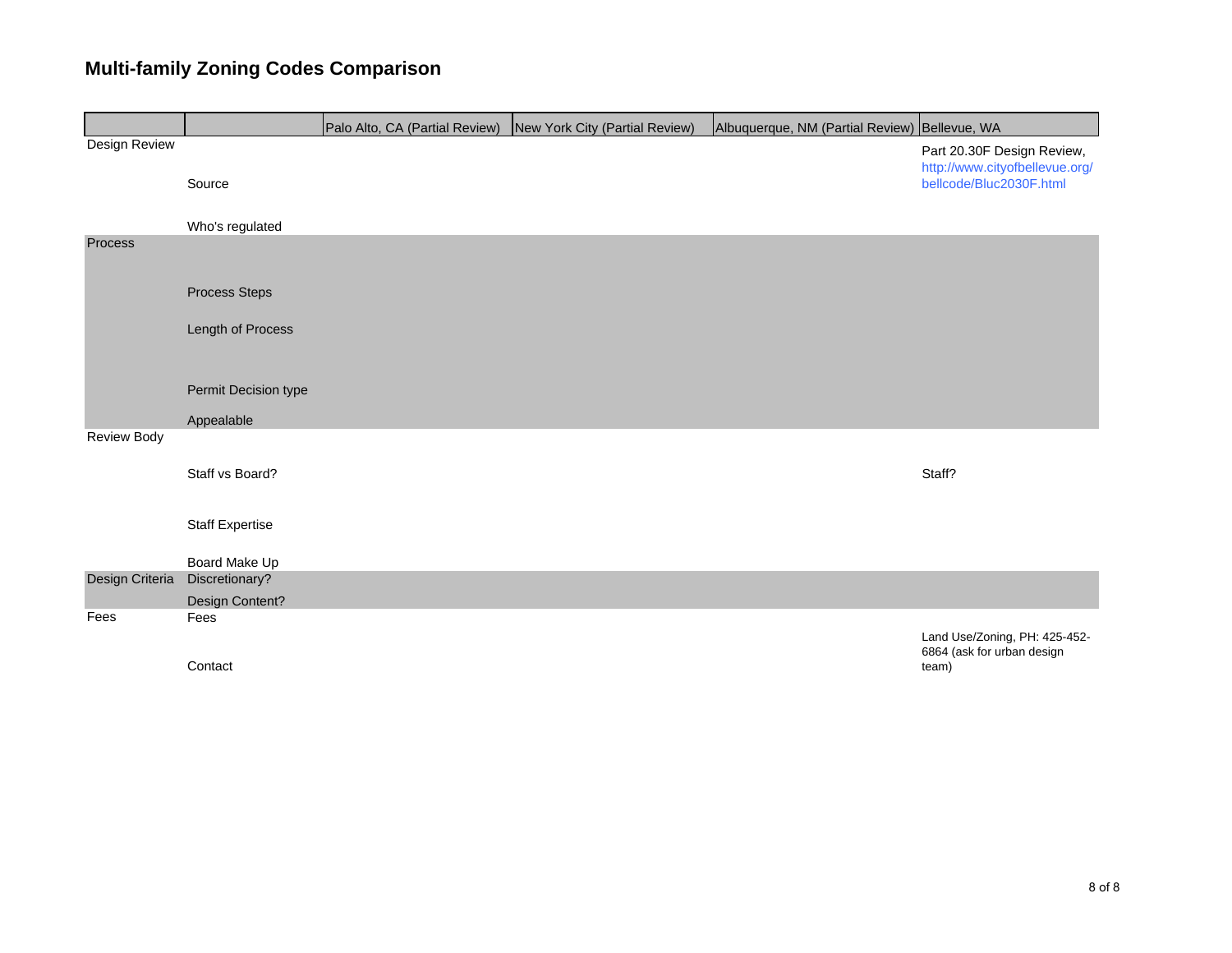# Multi-family Zoning Codes Comparison

| | | Palo Alto, CA (Partial Review) | New York City (Partial Review) | Albuquerque, NM (Partial Review) | Bellevue, WA |
|---|---|---|---|---|---|
| Design Review | Source | | | | Part 20.30F Design Review, http://www.cityofbellevue.org/bellcode/Bluc2030F.html |
| | Who's regulated | | | | |
| Process | Process Steps | | | | |
| | Length of Process | | | | |
| | Permit Decision type | | | | |
| | Appealable | | | | |
| Review Body | Staff vs Board? | | | | Staff? |
| | Staff Expertise | | | | |
| | Board Make Up | | | | |
| Design Criteria | Discretionary? | | | | |
| | Design Content? | | | | |
| Fees | Fees | | | | |
| | Contact | | | | Land Use/Zoning, PH: 425-452-6864 (ask for urban design team) |